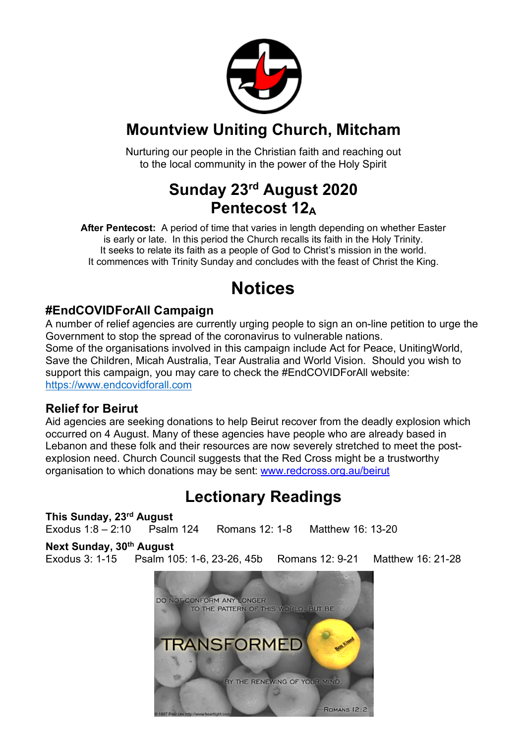# Mountview Uniting Church, Mitcham

Nurturing our people in the Christian faith and reaching out
to the local community in the power of the Holy Spirit

## Sunday 23rd August 2020
## Pentecost 12$_A$

**After Pentecost:** A period of time that varies in length depending on whether Easter is early or late. In this period the Church recalls its faith in the Holy Trinity. It seeks to relate its faith as a people of God to Christ's mission in the world. It commences with Trinity Sunday and concludes with the feast of Christ the King.

# Notices

### #EndCOVIDForAll Campaign

A number of relief agencies are currently urging people to sign an on-line petition to urge the Government to stop the spread of the coronavirus to vulnerable nations.
Some of the organisations involved in this campaign include Act for Peace, UnitingWorld, Save the Children, Micah Australia, Tear Australia and World Vision. Should you wish to support this campaign, you may care to check the #EndCOVIDForAll website:
https://www.endcovidforall.com

### Relief for Beirut

Aid agencies are seeking donations to help Beirut recover from the deadly explosion which occurred on 4 August. Many of these agencies have people who are already based in Lebanon and these folk and their resources are now severely stretched to meet the post-explosion need. Church Council suggests that the Red Cross might be a trustworthy organisation to which donations may be sent: www.redcross.org.au/beirut

# Lectionary Readings

**This Sunday, 23rd August**
Exodus 1:8 – 2:10 Psalm 124 Romans 12: 1-8 Matthew 16: 13-20

**Next Sunday, 30th August**
Exodus 3: 1-15 Psalm 105: 1-6, 23-26, 45b Romans 12: 9-21 Matthew 16: 21-28

DO NOT CONFORM ANY LONGER TO THE PATTERN OF THIS WORLD, BUT BE TRANSFORMED BY THE RENEWING OF YOUR MIND. —ROMANS 12:2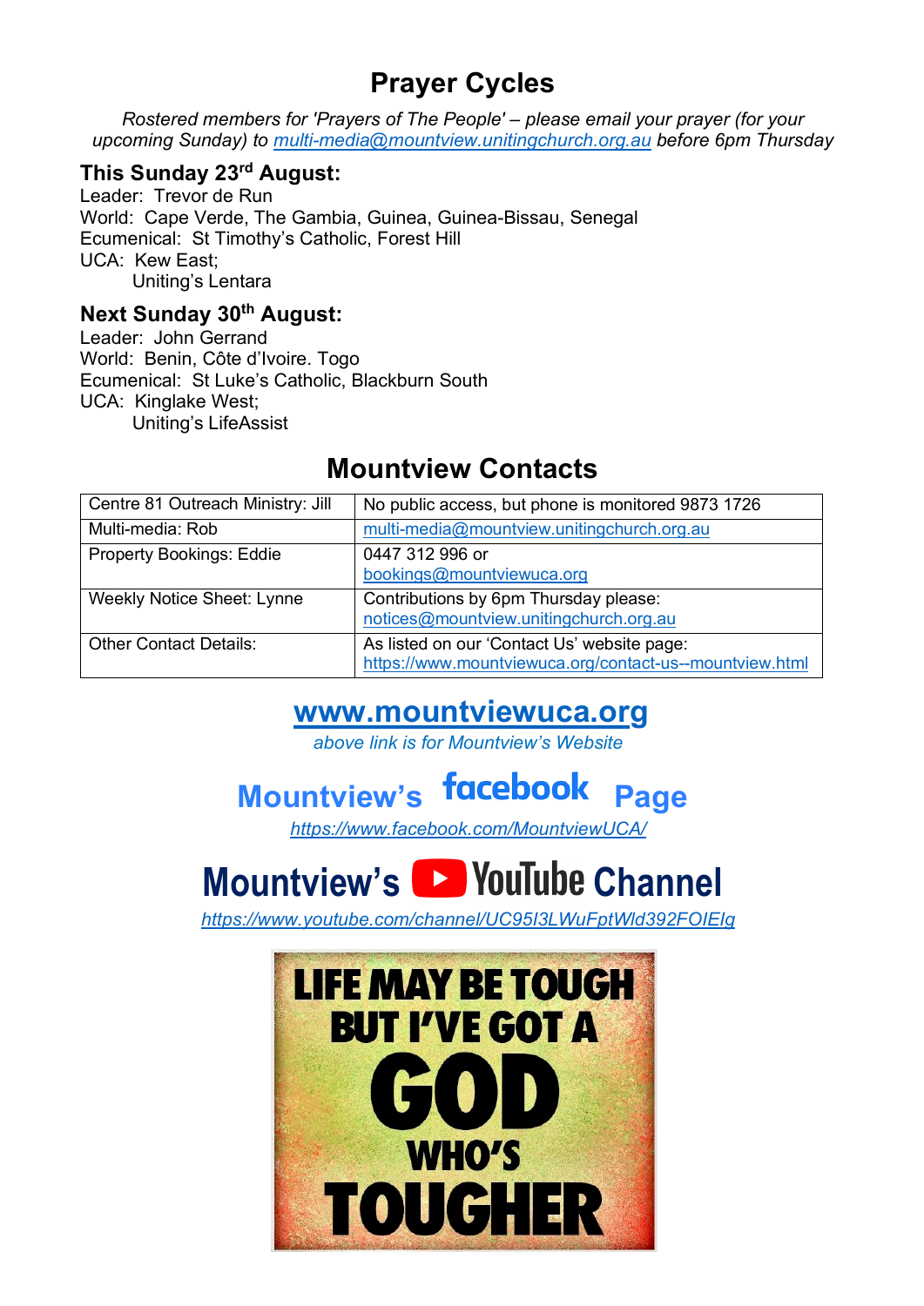# Prayer Cycles

*Rostered members for 'Prayers of The People' – please email your prayer (for your upcoming Sunday) to multi-media@mountview.unitingchurch.org.au before 6pm Thursday*

### This Sunday 23rd August:

Leader: Trevor de Run
World: Cape Verde, The Gambia, Guinea, Guinea-Bissau, Senegal
Ecumenical: St Timothy's Catholic, Forest Hill
UCA: Kew East;
Uniting's Lentara

### Next Sunday 30th August:

Leader: John Gerrand
World: Benin, Côte d'Ivoire. Togo
Ecumenical: St Luke's Catholic, Blackburn South
UCA: Kinglake West;
Uniting's LifeAssist

# Mountview Contacts

| | |
|---|---|
| Centre 81 Outreach Ministry: Jill | No public access, but phone is monitored 9873 1726 |
| Multi-media: Rob | multi-media@mountview.unitingchurch.org.au |
| Property Bookings: Eddie | 0447 312 996 or bookings@mountviewuca.org |
| Weekly Notice Sheet: Lynne | Contributions by 6pm Thursday please: notices@mountview.unitingchurch.org.au |
| Other Contact Details: | As listed on our 'Contact Us' website page: https://www.mountviewuca.org/contact-us--mountview.html |

## www.mountviewuca.org

*above link is for Mountview's Website*

## Mountview's facebook Page

*https://www.facebook.com/MountviewUCA/*

## Mountview's YouTube Channel

*https://www.youtube.com/channel/UC95I3LWuFptWld392FOIEIg*

LIFE MAY BE TOUGH BUT I'VE GOT A GOD WHO'S TOUGHER